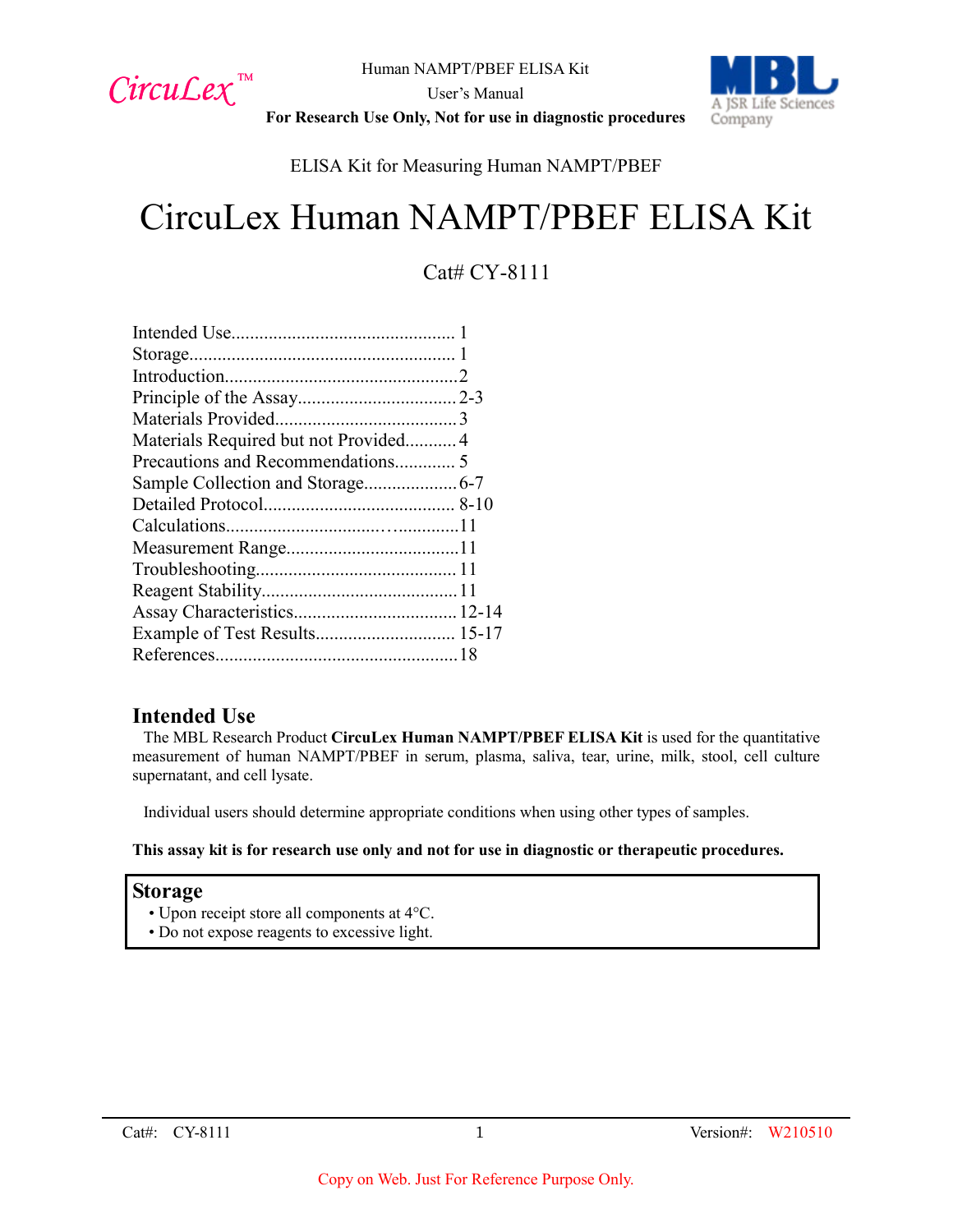ELISA Kit for Measuring Human NAMPT/PBEF

# CircuLex Human NAMPT/PBEF ELISA Kit

Cat# CY-8111

Intended Use................................................ 1
Storage......................................................... 1
Introduction..................................................2
Principle of the Assay..................................2-3
Materials Provided.......................................3
Materials Required but not Provided...........4
Precautions and Recommendations............. 5
Sample Collection and Storage....................6-7
Detailed Protocol......................................... 8-10
Calculations.................................................11
Measurement Range.....................................11
Troubleshooting........................................... 11
Reagent Stability..........................................11
Assay Characteristics...................................12-14
Example of Test Results.............................. 15-17
References....................................................18

## Intended Use

The MBL Research Product **CircuLex Human NAMPT/PBEF ELISA Kit** is used for the quantitative measurement of human NAMPT/PBEF in serum, plasma, saliva, tear, urine, milk, stool, cell culture supernatant, and cell lysate.

Individual users should determine appropriate conditions when using other types of samples.

**This assay kit is for research use only and not for use in diagnostic or therapeutic procedures.**

## Storage

- Upon receipt store all components at 4°C.
- Do not expose reagents to excessive light.

Copy on Web. Just For Reference Purpose Only.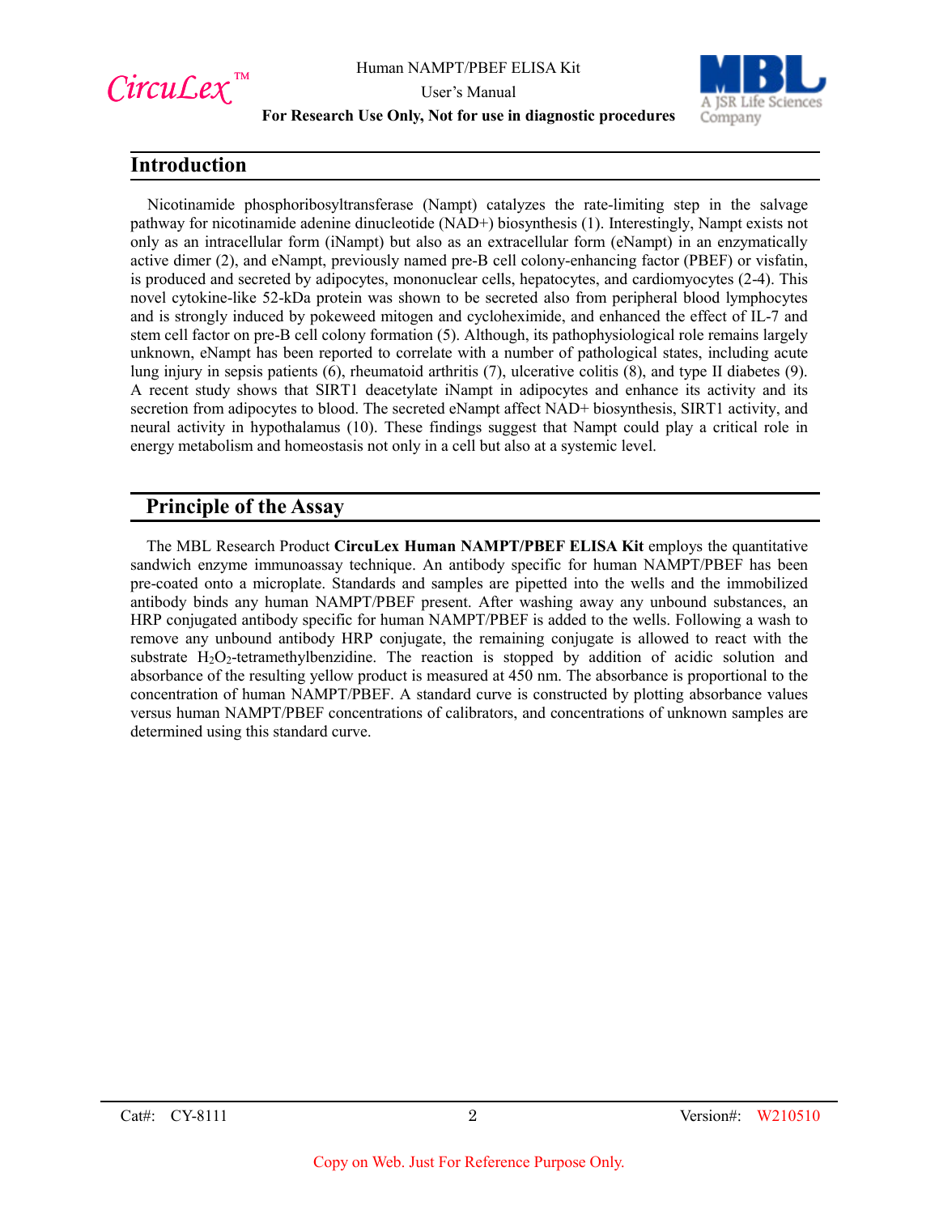## Introduction

Nicotinamide phosphoribosyltransferase (Nampt) catalyzes the rate-limiting step in the salvage pathway for nicotinamide adenine dinucleotide (NAD+) biosynthesis (1). Interestingly, Nampt exists not only as an intracellular form (iNampt) but also as an extracellular form (eNampt) in an enzymatically active dimer (2), and eNampt, previously named pre-B cell colony-enhancing factor (PBEF) or visfatin, is produced and secreted by adipocytes, mononuclear cells, hepatocytes, and cardiomyocytes (2-4). This novel cytokine-like 52-kDa protein was shown to be secreted also from peripheral blood lymphocytes and is strongly induced by pokeweed mitogen and cycloheximide, and enhanced the effect of IL-7 and stem cell factor on pre-B cell colony formation (5). Although, its pathophysiological role remains largely unknown, eNampt has been reported to correlate with a number of pathological states, including acute lung injury in sepsis patients (6), rheumatoid arthritis (7), ulcerative colitis (8), and type II diabetes (9). A recent study shows that SIRT1 deacetylate iNampt in adipocytes and enhance its activity and its secretion from adipocytes to blood. The secreted eNampt affect NAD+ biosynthesis, SIRT1 activity, and neural activity in hypothalamus (10). These findings suggest that Nampt could play a critical role in energy metabolism and homeostasis not only in a cell but also at a systemic level.

## Principle of the Assay

The MBL Research Product **CircuLex Human NAMPT/PBEF ELISA Kit** employs the quantitative sandwich enzyme immunoassay technique. An antibody specific for human NAMPT/PBEF has been pre-coated onto a microplate. Standards and samples are pipetted into the wells and the immobilized antibody binds any human NAMPT/PBEF present. After washing away any unbound substances, an HRP conjugated antibody specific for human NAMPT/PBEF is added to the wells. Following a wash to remove any unbound antibody HRP conjugate, the remaining conjugate is allowed to react with the substrate $H_2O_2$-tetramethylbenzidine. The reaction is stopped by addition of acidic solution and absorbance of the resulting yellow product is measured at 450 nm. The absorbance is proportional to the concentration of human NAMPT/PBEF. A standard curve is constructed by plotting absorbance values versus human NAMPT/PBEF concentrations of calibrators, and concentrations of unknown samples are determined using this standard curve.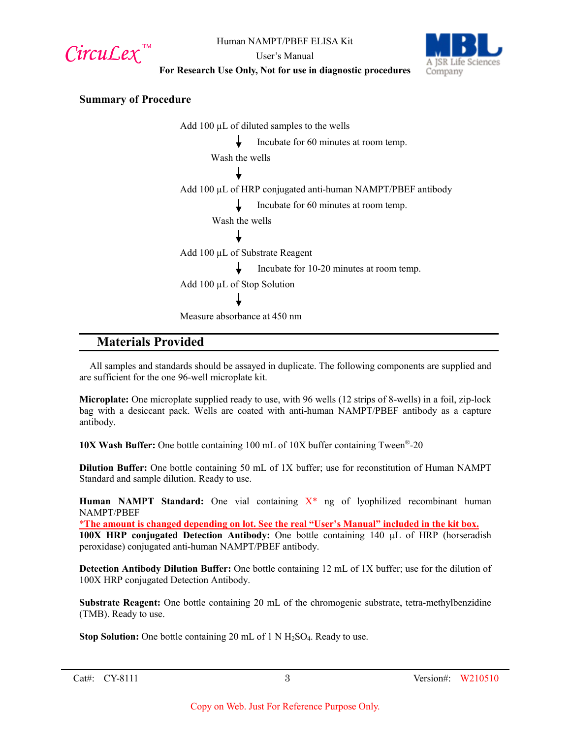## Summary of Procedure

Add 100 µL of diluted samples to the wells

↓ Incubate for 60 minutes at room temp.

Wash the wells

↓

Add 100 µL of HRP conjugated anti-human NAMPT/PBEF antibody

↓ Incubate for 60 minutes at room temp.

Wash the wells

↓

Add 100 µL of Substrate Reagent

↓ Incubate for 10-20 minutes at room temp.

Add 100 µL of Stop Solution

↓

Measure absorbance at 450 nm

## Materials Provided

All samples and standards should be assayed in duplicate. The following components are supplied and are sufficient for the one 96-well microplate kit.

**Microplate:** One microplate supplied ready to use, with 96 wells (12 strips of 8-wells) in a foil, zip-lock bag with a desiccant pack. Wells are coated with anti-human NAMPT/PBEF antibody as a capture antibody.

**10X Wash Buffer:** One bottle containing 100 mL of 10X buffer containing Tween®-20

**Dilution Buffer:** One bottle containing 50 mL of 1X buffer; use for reconstitution of Human NAMPT Standard and sample dilution. Ready to use.

**Human NAMPT Standard:** One vial containing X* ng of lyophilized recombinant human NAMPT/PBEF

*The amount is changed depending on lot. See the real "User's Manual" included in the kit box.

**100X HRP conjugated Detection Antibody:** One bottle containing 140 µL of HRP (horseradish peroxidase) conjugated anti-human NAMPT/PBEF antibody.

**Detection Antibody Dilution Buffer:** One bottle containing 12 mL of 1X buffer; use for the dilution of 100X HRP conjugated Detection Antibody.

**Substrate Reagent:** One bottle containing 20 mL of the chromogenic substrate, tetra-methylbenzidine (TMB). Ready to use.

**Stop Solution:** One bottle containing 20 mL of 1 N $H_2SO_4$. Ready to use.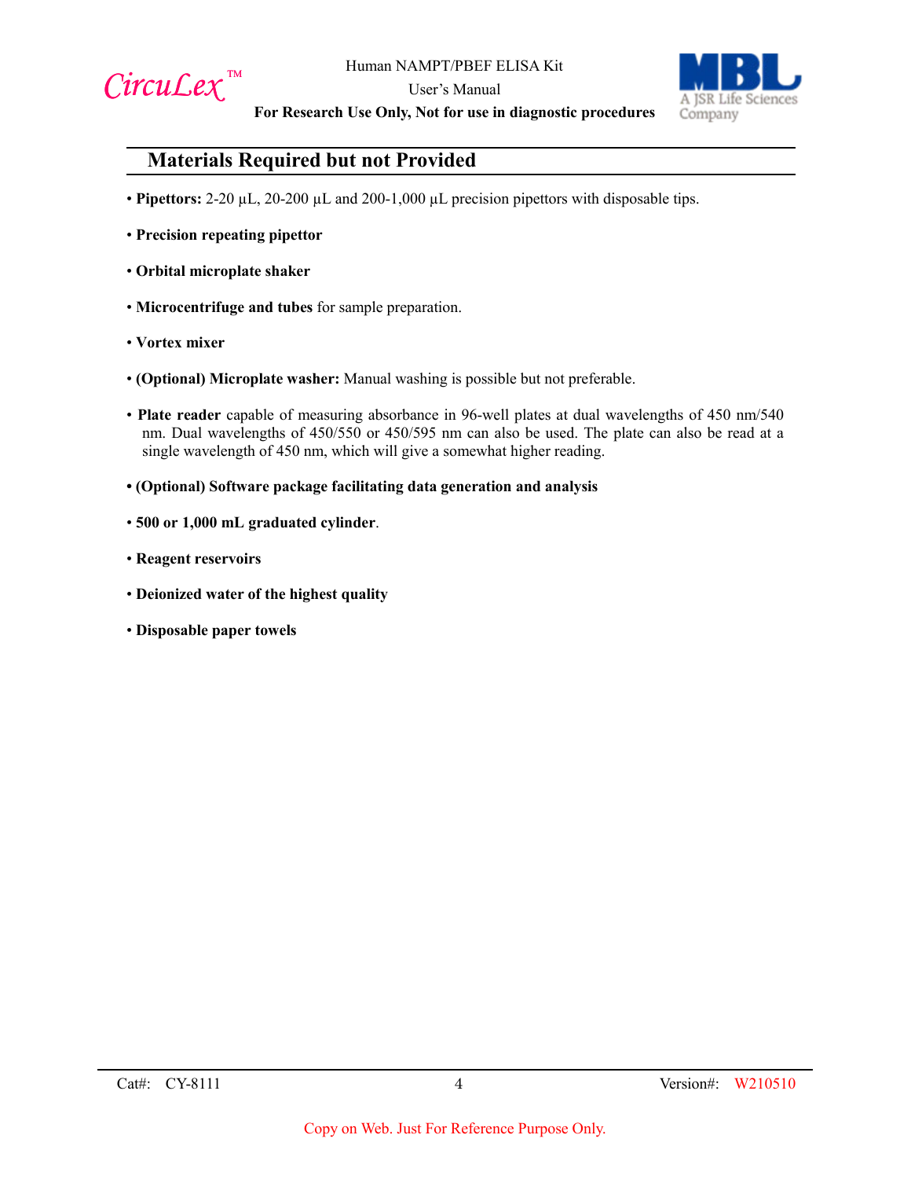## Materials Required but not Provided

- **Pipettors:** 2-20 µL, 20-200 µL and 200-1,000 µL precision pipettors with disposable tips.
- **Precision repeating pipettor**
- **Orbital microplate shaker**
- **Microcentrifuge and tubes** for sample preparation.
- **Vortex mixer**
- **(Optional) Microplate washer:** Manual washing is possible but not preferable.
- **Plate reader** capable of measuring absorbance in 96-well plates at dual wavelengths of 450 nm/540 nm. Dual wavelengths of 450/550 or 450/595 nm can also be used. The plate can also be read at a single wavelength of 450 nm, which will give a somewhat higher reading.
- **(Optional) Software package facilitating data generation and analysis**
- **500 or 1,000 mL graduated cylinder**.
- **Reagent reservoirs**
- **Deionized water of the highest quality**
- **Disposable paper towels**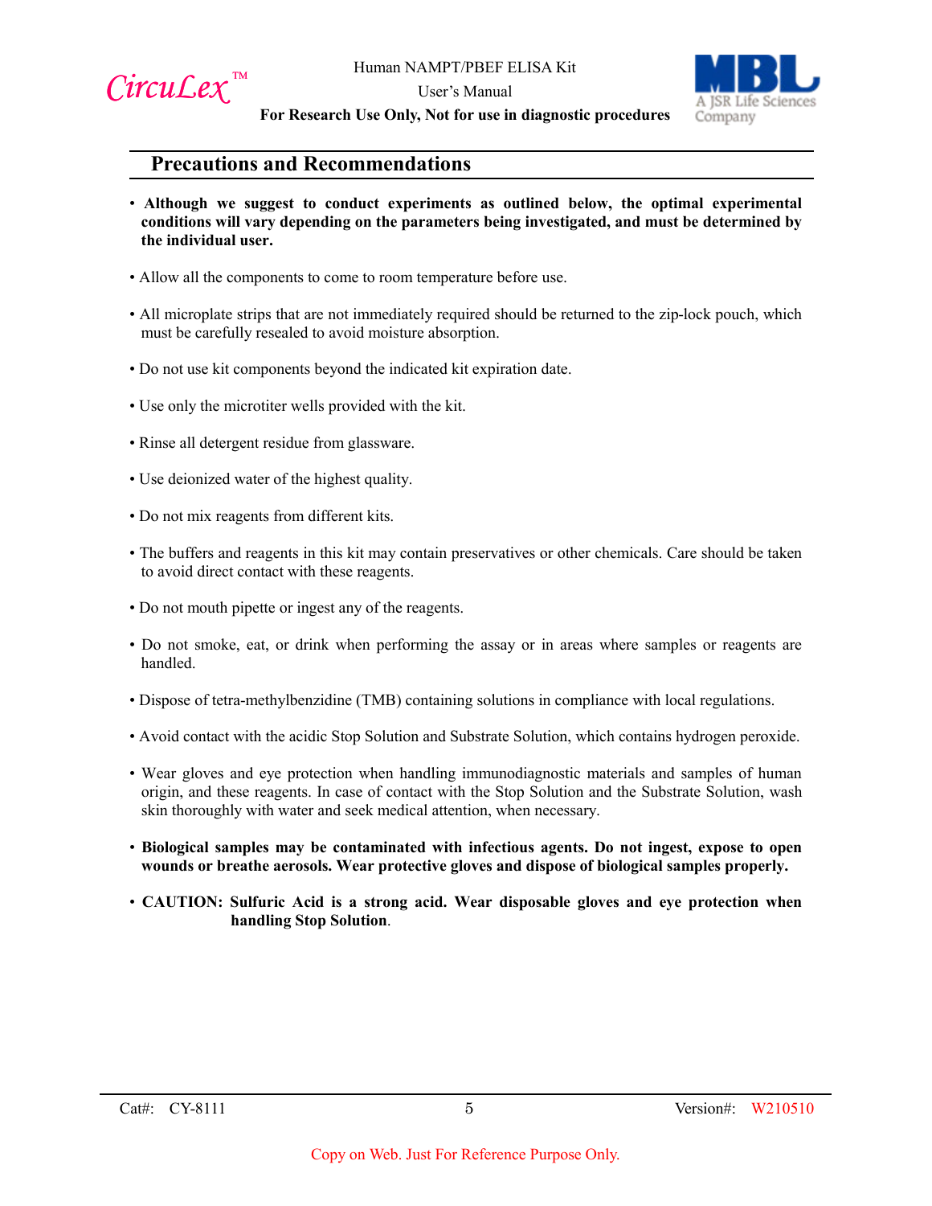## Precautions and Recommendations

- **Although we suggest to conduct experiments as outlined below, the optimal experimental conditions will vary depending on the parameters being investigated, and must be determined by the individual user.**

- Allow all the components to come to room temperature before use.

- All microplate strips that are not immediately required should be returned to the zip-lock pouch, which must be carefully resealed to avoid moisture absorption.

- Do not use kit components beyond the indicated kit expiration date.

- Use only the microtiter wells provided with the kit.

- Rinse all detergent residue from glassware.

- Use deionized water of the highest quality.

- Do not mix reagents from different kits.

- The buffers and reagents in this kit may contain preservatives or other chemicals. Care should be taken to avoid direct contact with these reagents.

- Do not mouth pipette or ingest any of the reagents.

- Do not smoke, eat, or drink when performing the assay or in areas where samples or reagents are handled.

- Dispose of tetra-methylbenzidine (TMB) containing solutions in compliance with local regulations.

- Avoid contact with the acidic Stop Solution and Substrate Solution, which contains hydrogen peroxide.

- Wear gloves and eye protection when handling immunodiagnostic materials and samples of human origin, and these reagents. In case of contact with the Stop Solution and the Substrate Solution, wash skin thoroughly with water and seek medical attention, when necessary.

- **Biological samples may be contaminated with infectious agents. Do not ingest, expose to open wounds or breathe aerosols. Wear protective gloves and dispose of biological samples properly.**

- **CAUTION: Sulfuric Acid is a strong acid. Wear disposable gloves and eye protection when handling Stop Solution**.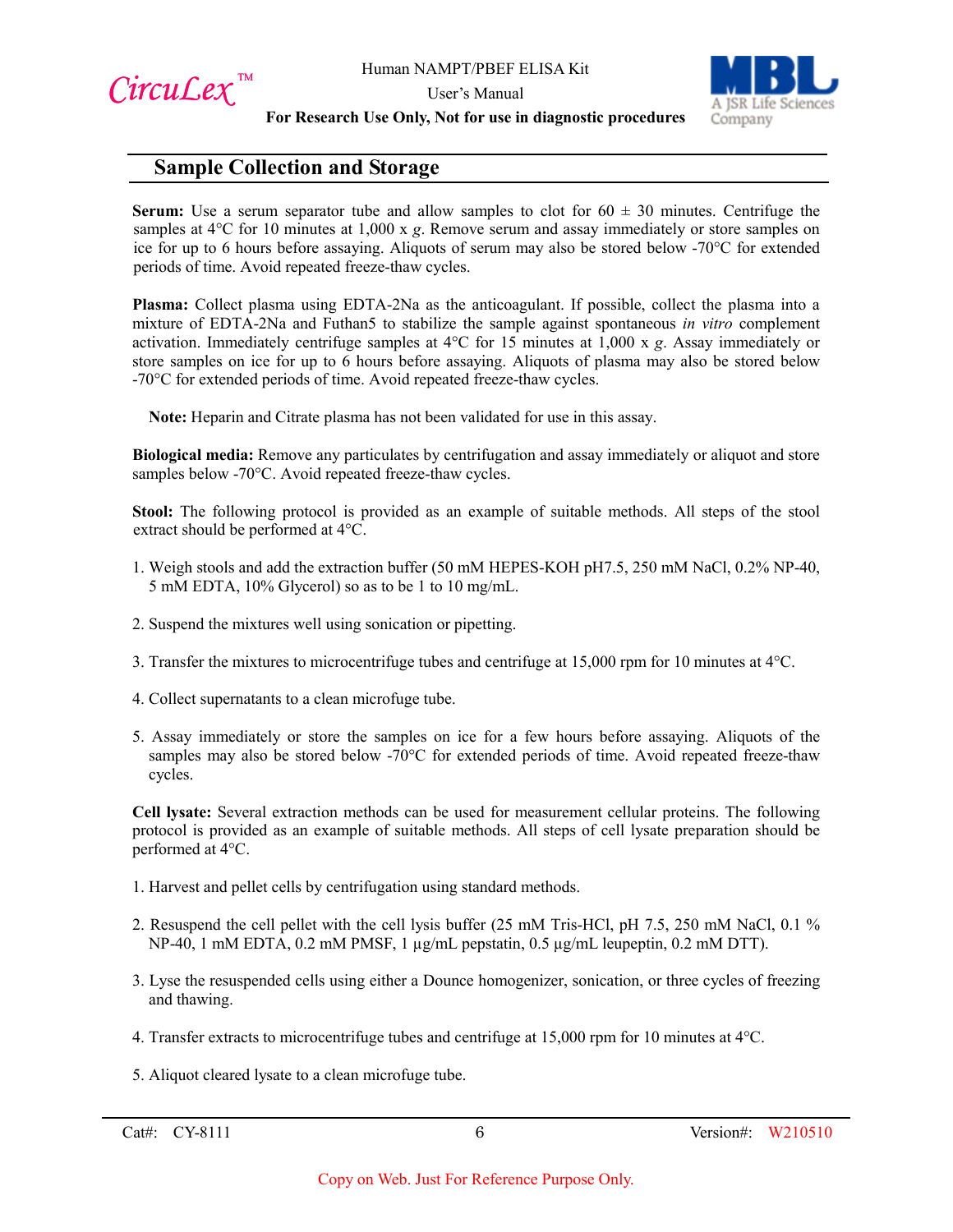## Sample Collection and Storage

**Serum:** Use a serum separator tube and allow samples to clot for 60 ± 30 minutes. Centrifuge the samples at 4°C for 10 minutes at 1,000 x *g*. Remove serum and assay immediately or store samples on ice for up to 6 hours before assaying. Aliquots of serum may also be stored below -70°C for extended periods of time. Avoid repeated freeze-thaw cycles.

**Plasma:** Collect plasma using EDTA-2Na as the anticoagulant. If possible, collect the plasma into a mixture of EDTA-2Na and Futhan5 to stabilize the sample against spontaneous *in vitro* complement activation. Immediately centrifuge samples at 4°C for 15 minutes at 1,000 x *g*. Assay immediately or store samples on ice for up to 6 hours before assaying. Aliquots of plasma may also be stored below -70°C for extended periods of time. Avoid repeated freeze-thaw cycles.

**Note:** Heparin and Citrate plasma has not been validated for use in this assay.

**Biological media:** Remove any particulates by centrifugation and assay immediately or aliquot and store samples below -70°C. Avoid repeated freeze-thaw cycles.

**Stool:** The following protocol is provided as an example of suitable methods. All steps of the stool extract should be performed at 4°C.

1. Weigh stools and add the extraction buffer (50 mM HEPES-KOH pH7.5, 250 mM NaCl, 0.2% NP-40, 5 mM EDTA, 10% Glycerol) so as to be 1 to 10 mg/mL.
2. Suspend the mixtures well using sonication or pipetting.
3. Transfer the mixtures to microcentrifuge tubes and centrifuge at 15,000 rpm for 10 minutes at 4°C.
4. Collect supernatants to a clean microfuge tube.
5. Assay immediately or store the samples on ice for a few hours before assaying. Aliquots of the samples may also be stored below -70°C for extended periods of time. Avoid repeated freeze-thaw cycles.

**Cell lysate:** Several extraction methods can be used for measurement cellular proteins. The following protocol is provided as an example of suitable methods. All steps of cell lysate preparation should be performed at 4°C.

1. Harvest and pellet cells by centrifugation using standard methods.
2. Resuspend the cell pellet with the cell lysis buffer (25 mM Tris-HCl, pH 7.5, 250 mM NaCl, 0.1 % NP-40, 1 mM EDTA, 0.2 mM PMSF, 1 µg/mL pepstatin, 0.5 µg/mL leupeptin, 0.2 mM DTT).
3. Lyse the resuspended cells using either a Dounce homogenizer, sonication, or three cycles of freezing and thawing.
4. Transfer extracts to microcentrifuge tubes and centrifuge at 15,000 rpm for 10 minutes at 4°C.
5. Aliquot cleared lysate to a clean microfuge tube.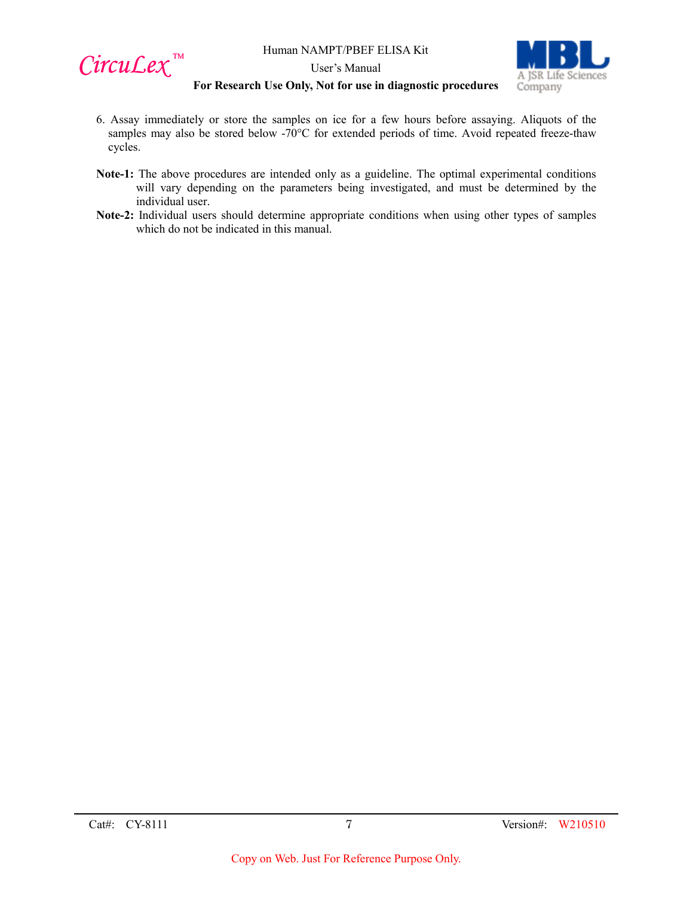6. Assay immediately or store the samples on ice for a few hours before assaying. Aliquots of the samples may also be stored below -70°C for extended periods of time. Avoid repeated freeze-thaw cycles.

**Note-1:** The above procedures are intended only as a guideline. The optimal experimental conditions will vary depending on the parameters being investigated, and must be determined by the individual user.

**Note-2:** Individual users should determine appropriate conditions when using other types of samples which do not be indicated in this manual.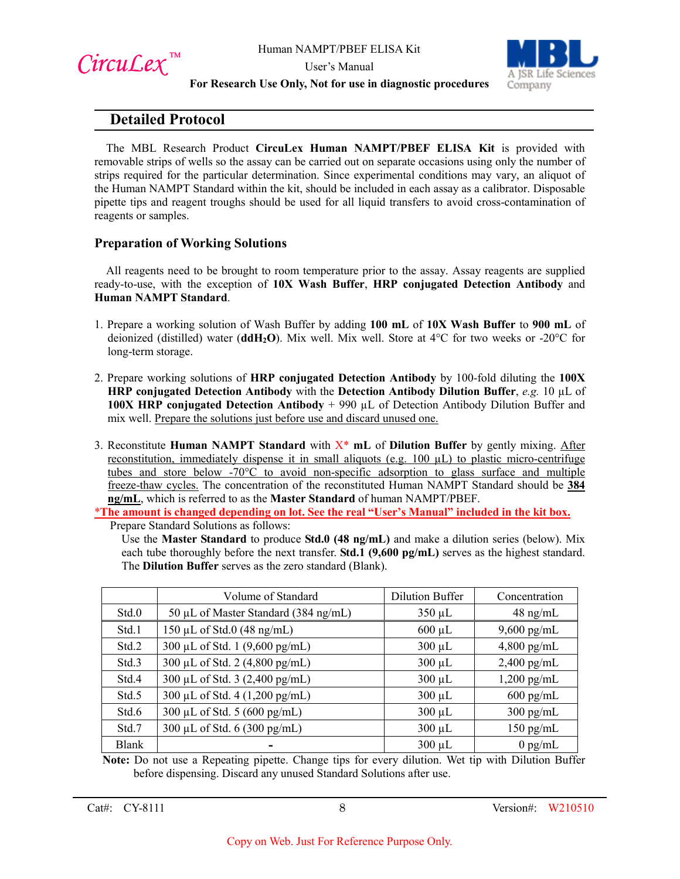## Detailed Protocol

The MBL Research Product **CircuLex Human NAMPT/PBEF ELISA Kit** is provided with removable strips of wells so the assay can be carried out on separate occasions using only the number of strips required for the particular determination. Since experimental conditions may vary, an aliquot of the Human NAMPT Standard within the kit, should be included in each assay as a calibrator. Disposable pipette tips and reagent troughs should be used for all liquid transfers to avoid cross-contamination of reagents or samples.

### Preparation of Working Solutions

All reagents need to be brought to room temperature prior to the assay. Assay reagents are supplied ready-to-use, with the exception of **10X Wash Buffer**, **HRP conjugated Detection Antibody** and **Human NAMPT Standard**.

1. Prepare a working solution of Wash Buffer by adding **100 mL** of **10X Wash Buffer** to **900 mL** of deionized (distilled) water (**ddH$_2$O**). Mix well. Mix well. Store at 4°C for two weeks or -20°C for long-term storage.

2. Prepare working solutions of **HRP conjugated Detection Antibody** by 100-fold diluting the **100X HRP conjugated Detection Antibody** with the **Detection Antibody Dilution Buffer**, *e.g.* 10 µL of **100X HRP conjugated Detection Antibody** + 990 µL of Detection Antibody Dilution Buffer and mix well. Prepare the solutions just before use and discard unused one.

3. Reconstitute **Human NAMPT Standard** with X* **mL** of **Dilution Buffer** by gently mixing. After reconstitution, immediately dispense it in small aliquots (e.g. 100 µL) to plastic micro-centrifuge tubes and store below -70°C to avoid non-specific adsorption to glass surface and multiple freeze-thaw cycles. The concentration of the reconstituted Human NAMPT Standard should be **384 ng/mL**, which is referred to as the **Master Standard** of human NAMPT/PBEF.

**\*The amount is changed depending on lot. See the real "User's Manual" included in the kit box.**

Prepare Standard Solutions as follows:

Use the **Master Standard** to produce **Std.0 (48 ng/mL)** and make a dilution series (below). Mix each tube thoroughly before the next transfer. **Std.1 (9,600 pg/mL)** serves as the highest standard. The **Dilution Buffer** serves as the zero standard (Blank).

| | Volume of Standard | Dilution Buffer | Concentration |
|---|---|---|---|
| Std.0 | 50 µL of Master Standard (384 ng/mL) | 350 µL | 48 ng/mL |
| Std.1 | 150 µL of Std.0 (48 ng/mL) | 600 µL | 9,600 pg/mL |
| Std.2 | 300 µL of Std. 1 (9,600 pg/mL) | 300 µL | 4,800 pg/mL |
| Std.3 | 300 µL of Std. 2 (4,800 pg/mL) | 300 µL | 2,400 pg/mL |
| Std.4 | 300 µL of Std. 3 (2,400 pg/mL) | 300 µL | 1,200 pg/mL |
| Std.5 | 300 µL of Std. 4 (1,200 pg/mL) | 300 µL | 600 pg/mL |
| Std.6 | 300 µL of Std. 5 (600 pg/mL) | 300 µL | 300 pg/mL |
| Std.7 | 300 µL of Std. 6 (300 pg/mL) | 300 µL | 150 pg/mL |
| Blank | - | 300 µL | 0 pg/mL |

**Note:** Do not use a Repeating pipette. Change tips for every dilution. Wet tip with Dilution Buffer before dispensing. Discard any unused Standard Solutions after use.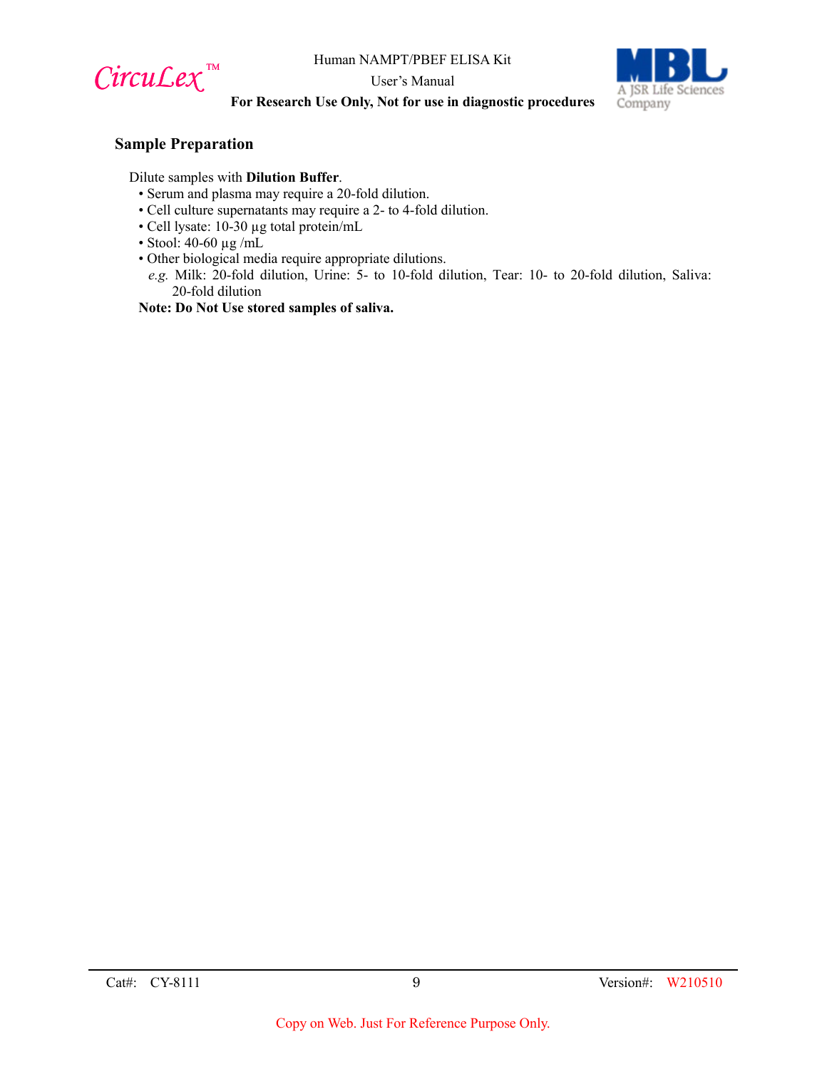## Sample Preparation

Dilute samples with **Dilution Buffer**.

- Serum and plasma may require a 20-fold dilution.
- Cell culture supernatants may require a 2- to 4-fold dilution.
- Cell lysate: 10-30 µg total protein/mL
- Stool: 40-60 µg /mL
- Other biological media require appropriate dilutions.
  *e.g.* Milk: 20-fold dilution, Urine: 5- to 10-fold dilution, Tear: 10- to 20-fold dilution, Saliva: 20-fold dilution

**Note: Do Not Use stored samples of saliva.**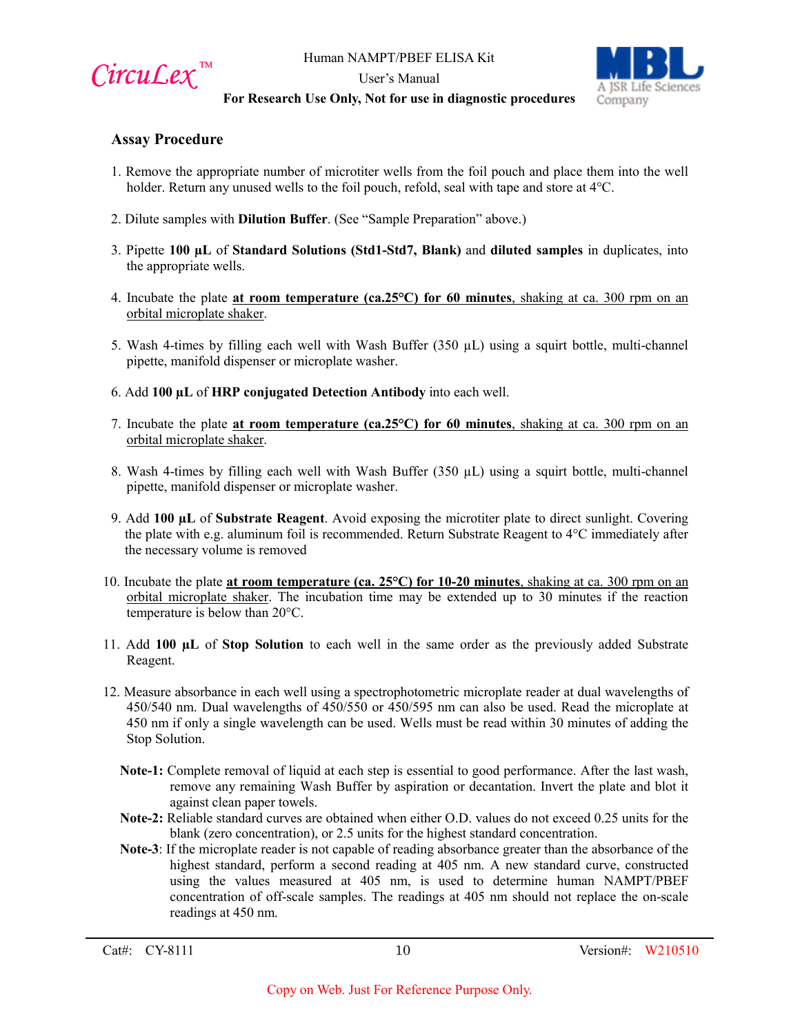## Assay Procedure

1. Remove the appropriate number of microtiter wells from the foil pouch and place them into the well holder. Return any unused wells to the foil pouch, refold, seal with tape and store at 4°C.

2. Dilute samples with **Dilution Buffer**. (See "Sample Preparation" above.)

3. Pipette **100 µL** of **Standard Solutions (Std1-Std7, Blank)** and **diluted samples** in duplicates, into the appropriate wells.

4. Incubate the plate **at room temperature (ca.25°C) for 60 minutes**, shaking at ca. 300 rpm on an orbital microplate shaker.

5. Wash 4-times by filling each well with Wash Buffer (350 µL) using a squirt bottle, multi-channel pipette, manifold dispenser or microplate washer.

6. Add **100 µL** of **HRP conjugated Detection Antibody** into each well.

7. Incubate the plate **at room temperature (ca.25°C) for 60 minutes**, shaking at ca. 300 rpm on an orbital microplate shaker.

8. Wash 4-times by filling each well with Wash Buffer (350 µL) using a squirt bottle, multi-channel pipette, manifold dispenser or microplate washer.

9. Add **100 µL** of **Substrate Reagent**. Avoid exposing the microtiter plate to direct sunlight. Covering the plate with e.g. aluminum foil is recommended. Return Substrate Reagent to 4°C immediately after the necessary volume is removed

10. Incubate the plate **at room temperature (ca. 25°C) for 10-20 minutes**, shaking at ca. 300 rpm on an orbital microplate shaker. The incubation time may be extended up to 30 minutes if the reaction temperature is below than 20°C.

11. Add **100 µL** of **Stop Solution** to each well in the same order as the previously added Substrate Reagent.

12. Measure absorbance in each well using a spectrophotometric microplate reader at dual wavelengths of 450/540 nm. Dual wavelengths of 450/550 or 450/595 nm can also be used. Read the microplate at 450 nm if only a single wavelength can be used. Wells must be read within 30 minutes of adding the Stop Solution.

**Note-1:** Complete removal of liquid at each step is essential to good performance. After the last wash, remove any remaining Wash Buffer by aspiration or decantation. Invert the plate and blot it against clean paper towels.

**Note-2:** Reliable standard curves are obtained when either O.D. values do not exceed 0.25 units for the blank (zero concentration), or 2.5 units for the highest standard concentration.

**Note-3**: If the microplate reader is not capable of reading absorbance greater than the absorbance of the highest standard, perform a second reading at 405 nm. A new standard curve, constructed using the values measured at 405 nm, is used to determine human NAMPT/PBEF concentration of off-scale samples. The readings at 405 nm should not replace the on-scale readings at 450 nm.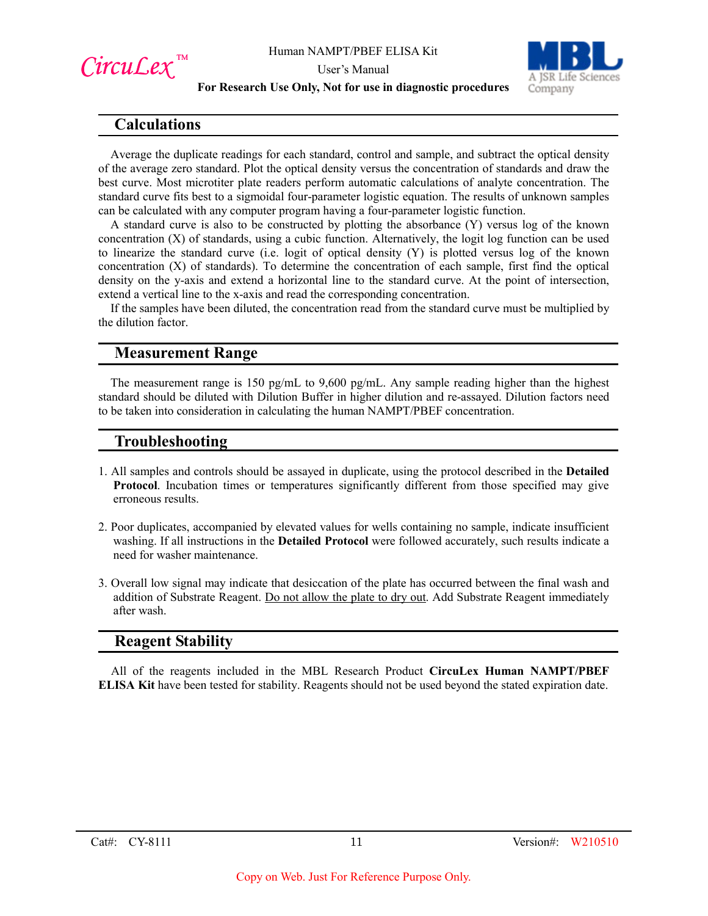## Calculations

Average the duplicate readings for each standard, control and sample, and subtract the optical density of the average zero standard. Plot the optical density versus the concentration of standards and draw the best curve. Most microtiter plate readers perform automatic calculations of analyte concentration. The standard curve fits best to a sigmoidal four-parameter logistic equation. The results of unknown samples can be calculated with any computer program having a four-parameter logistic function.

A standard curve is also to be constructed by plotting the absorbance (Y) versus log of the known concentration (X) of standards, using a cubic function. Alternatively, the logit log function can be used to linearize the standard curve (i.e. logit of optical density (Y) is plotted versus log of the known concentration (X) of standards). To determine the concentration of each sample, first find the optical density on the y-axis and extend a horizontal line to the standard curve. At the point of intersection, extend a vertical line to the x-axis and read the corresponding concentration.

If the samples have been diluted, the concentration read from the standard curve must be multiplied by the dilution factor.

## Measurement Range

The measurement range is 150 pg/mL to 9,600 pg/mL. Any sample reading higher than the highest standard should be diluted with Dilution Buffer in higher dilution and re-assayed. Dilution factors need to be taken into consideration in calculating the human NAMPT/PBEF concentration.

## Troubleshooting

1. All samples and controls should be assayed in duplicate, using the protocol described in the **Detailed Protocol**. Incubation times or temperatures significantly different from those specified may give erroneous results.

2. Poor duplicates, accompanied by elevated values for wells containing no sample, indicate insufficient washing. If all instructions in the **Detailed Protocol** were followed accurately, such results indicate a need for washer maintenance.

3. Overall low signal may indicate that desiccation of the plate has occurred between the final wash and addition of Substrate Reagent. Do not allow the plate to dry out. Add Substrate Reagent immediately after wash.

## Reagent Stability

All of the reagents included in the MBL Research Product **CircuLex Human NAMPT/PBEF ELISA Kit** have been tested for stability. Reagents should not be used beyond the stated expiration date.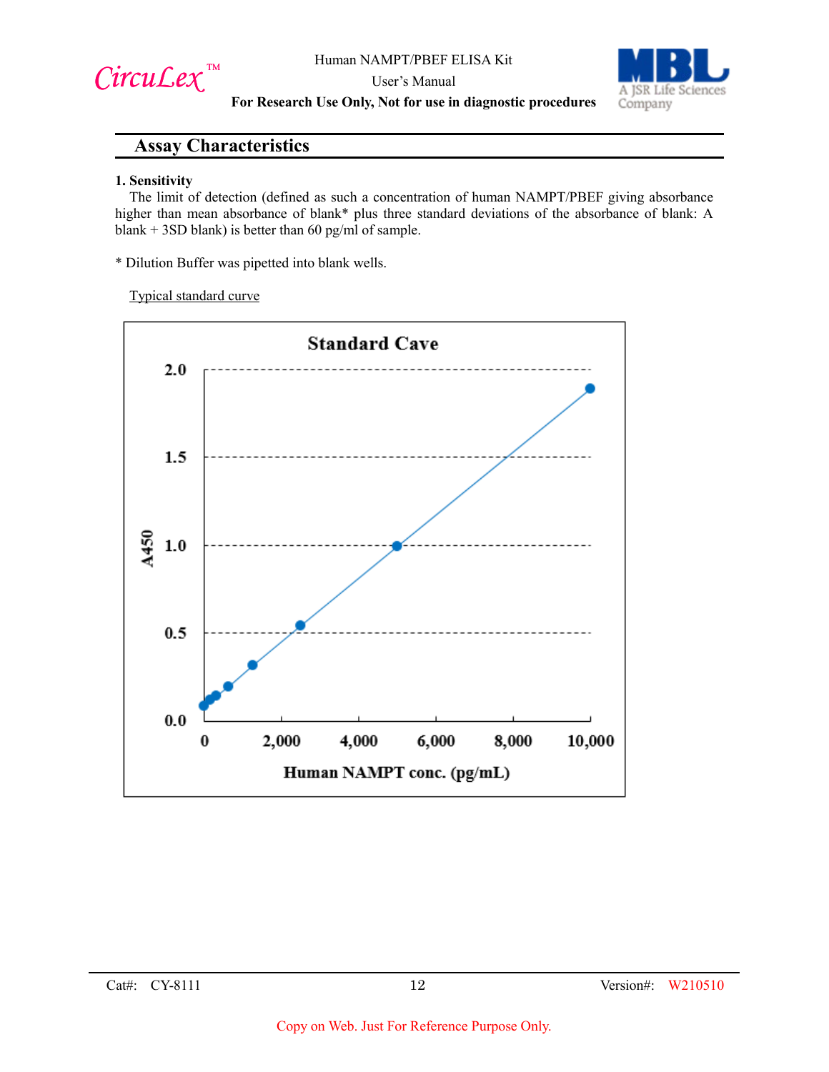## Assay Characteristics

**1. Sensitivity**

The limit of detection (defined as such a concentration of human NAMPT/PBEF giving absorbance higher than mean absorbance of blank* plus three standard deviations of the absorbance of blank: A blank + 3SD blank) is better than 60 pg/ml of sample.

* Dilution Buffer was pipetted into blank wells.

Typical standard curve

Standard Cave

A450

Human NAMPT conc. (pg/mL)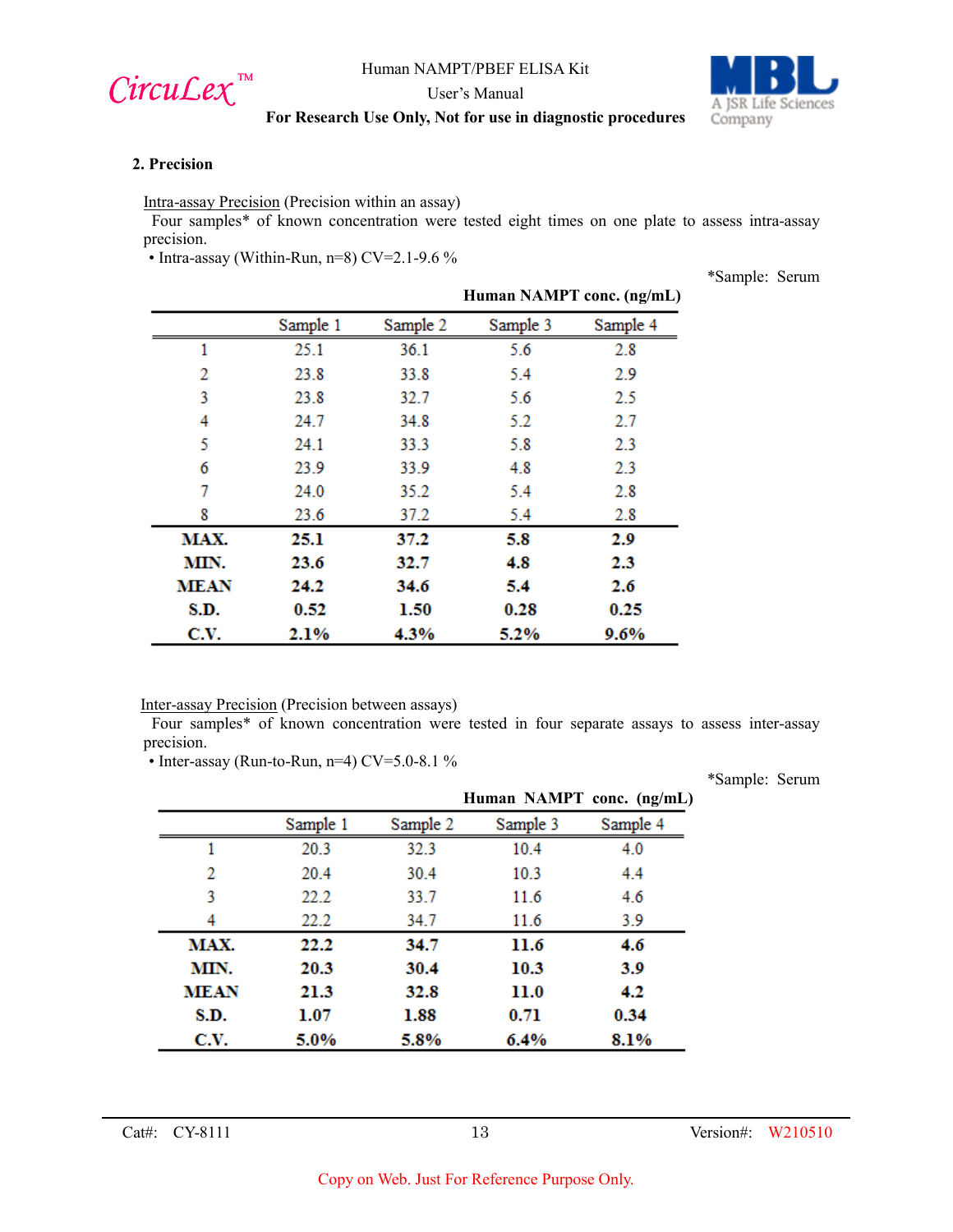## 2. Precision

Intra-assay Precision (Precision within an assay)

Four samples* of known concentration were tested eight times on one plate to assess intra-assay precision.

- Intra-assay (Within-Run, n=8) CV=2.1-9.6 %

*Sample: Serum

**Human NAMPT conc. (ng/mL)**

| | Sample 1 | Sample 2 | Sample 3 | Sample 4 |
|---|---|---|---|---|
| 1 | 25.1 | 36.1 | 5.6 | 2.8 |
| 2 | 23.8 | 33.8 | 5.4 | 2.9 |
| 3 | 23.8 | 32.7 | 5.6 | 2.5 |
| 4 | 24.7 | 34.8 | 5.2 | 2.7 |
| 5 | 24.1 | 33.3 | 5.8 | 2.3 |
| 6 | 23.9 | 33.9 | 4.8 | 2.3 |
| 7 | 24.0 | 35.2 | 5.4 | 2.8 |
| 8 | 23.6 | 37.2 | 5.4 | 2.8 |
| **MAX.** | **25.1** | **37.2** | **5.8** | **2.9** |
| **MIN.** | **23.6** | **32.7** | **4.8** | **2.3** |
| **MEAN** | **24.2** | **34.6** | **5.4** | **2.6** |
| **S.D.** | **0.52** | **1.50** | **0.28** | **0.25** |
| **C.V.** | **2.1%** | **4.3%** | **5.2%** | **9.6%** |

Inter-assay Precision (Precision between assays)

Four samples* of known concentration were tested in four separate assays to assess inter-assay precision.

- Inter-assay (Run-to-Run, n=4) CV=5.0-8.1 %

*Sample: Serum

**Human NAMPT conc. (ng/mL)**

| | Sample 1 | Sample 2 | Sample 3 | Sample 4 |
|---|---|---|---|---|
| 1 | 20.3 | 32.3 | 10.4 | 4.0 |
| 2 | 20.4 | 30.4 | 10.3 | 4.4 |
| 3 | 22.2 | 33.7 | 11.6 | 4.6 |
| 4 | 22.2 | 34.7 | 11.6 | 3.9 |
| **MAX.** | **22.2** | **34.7** | **11.6** | **4.6** |
| **MIN.** | **20.3** | **30.4** | **10.3** | **3.9** |
| **MEAN** | **21.3** | **32.8** | **11.0** | **4.2** |
| **S.D.** | **1.07** | **1.88** | **0.71** | **0.34** |
| **C.V.** | **5.0%** | **5.8%** | **6.4%** | **8.1%** |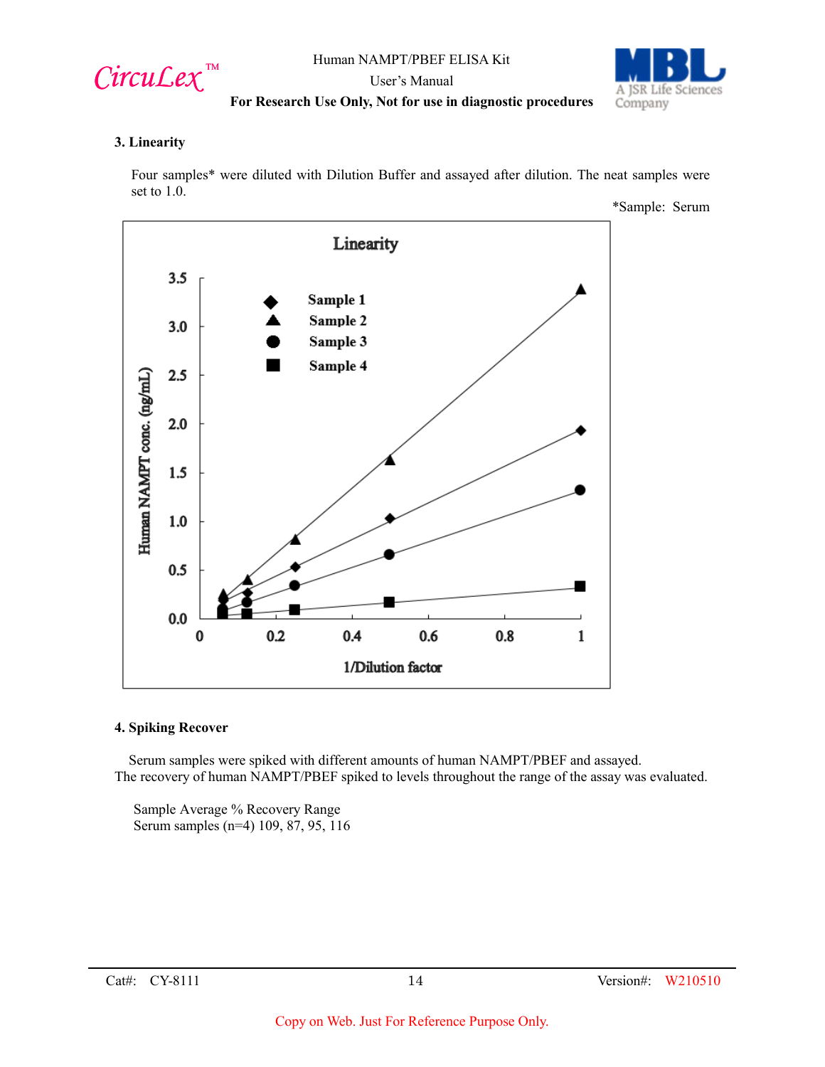### 3. Linearity

Four samples* were diluted with Dilution Buffer and assayed after dilution. The neat samples were set to 1.0.

*Sample: Serum

### 4. Spiking Recover

Serum samples were spiked with different amounts of human NAMPT/PBEF and assayed. The recovery of human NAMPT/PBEF spiked to levels throughout the range of the assay was evaluated.

| Sample | Average % Recovery Range |
|---|---|
| Serum samples (n=4) | 109, 87, 95, 116 |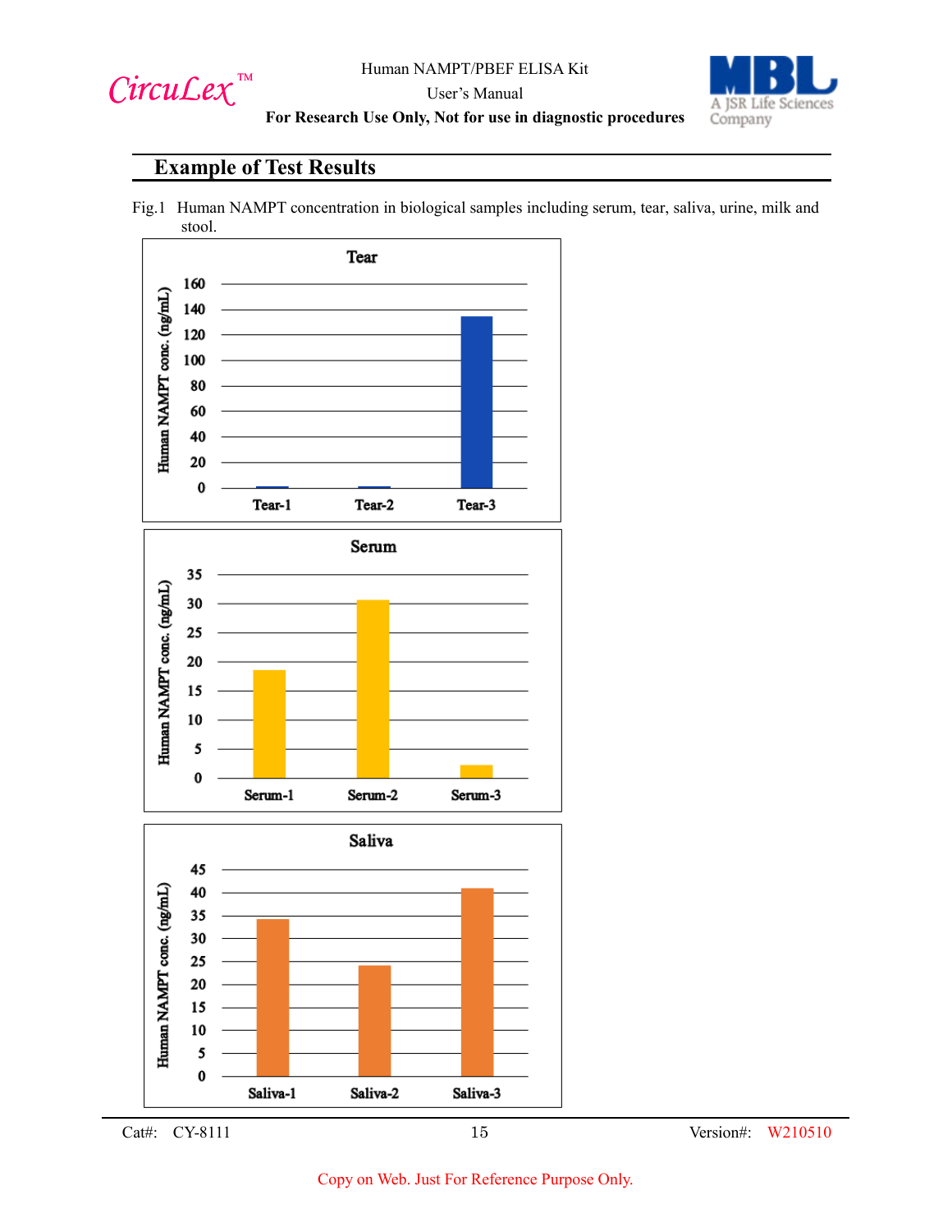## Example of Test Results

Fig.1 Human NAMPT concentration in biological samples including serum, tear, saliva, urine, milk and stool.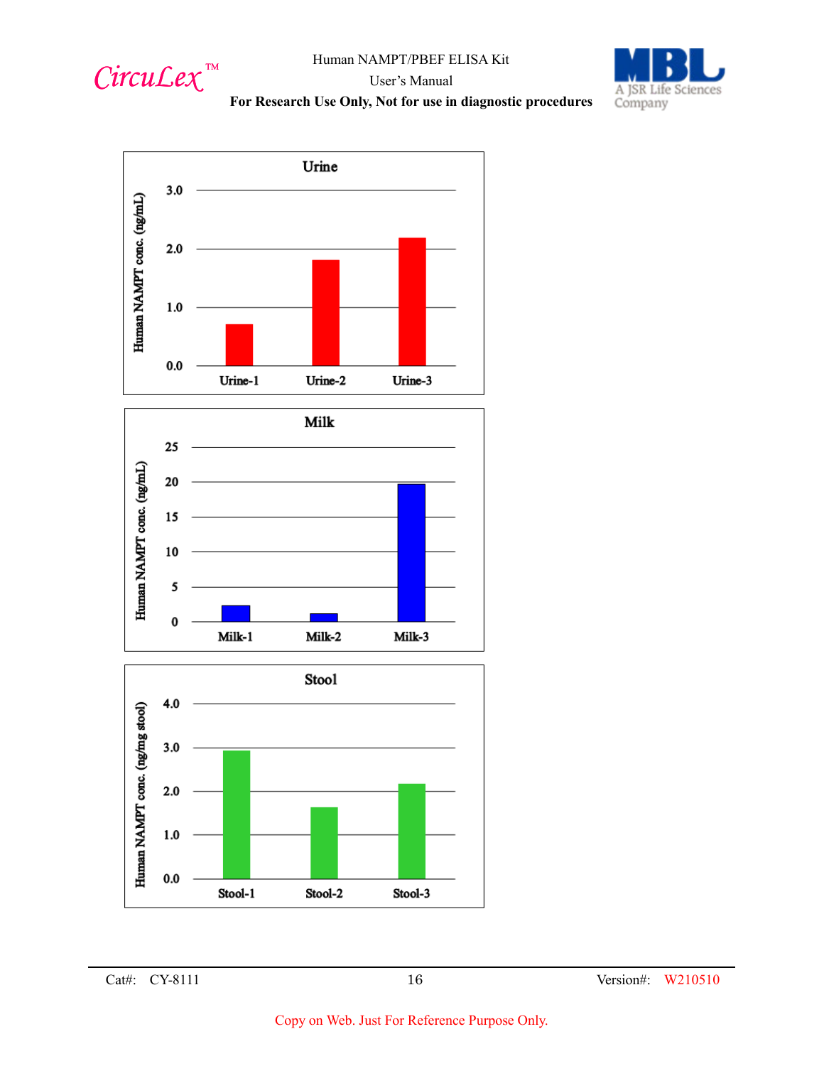**Urine**

Human NAMPT conc. (ng/mL)

3.0
2.0
1.0
0.0

Urine-1 Urine-2 Urine-3

**Milk**

Human NAMPT conc. (ng/mL)

25
20
15
10
5
0

Milk-1 Milk-2 Milk-3

**Stool**

Human NAMPT conc. (ng/mg stool)

4.0
3.0
2.0
1.0
0.0

Stool-1 Stool-2 Stool-3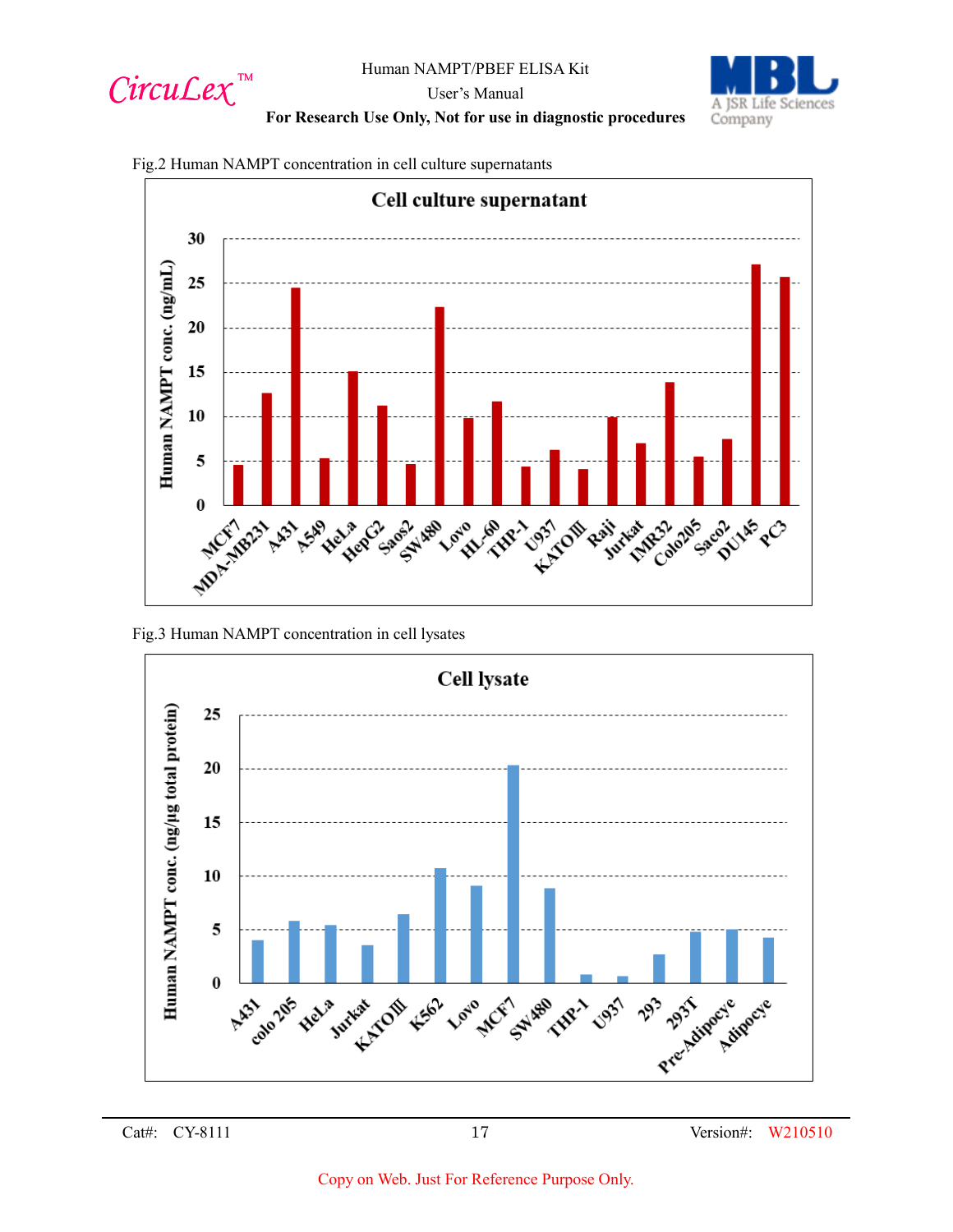Fig.2 Human NAMPT concentration in cell culture supernatants

Fig.3 Human NAMPT concentration in cell lysates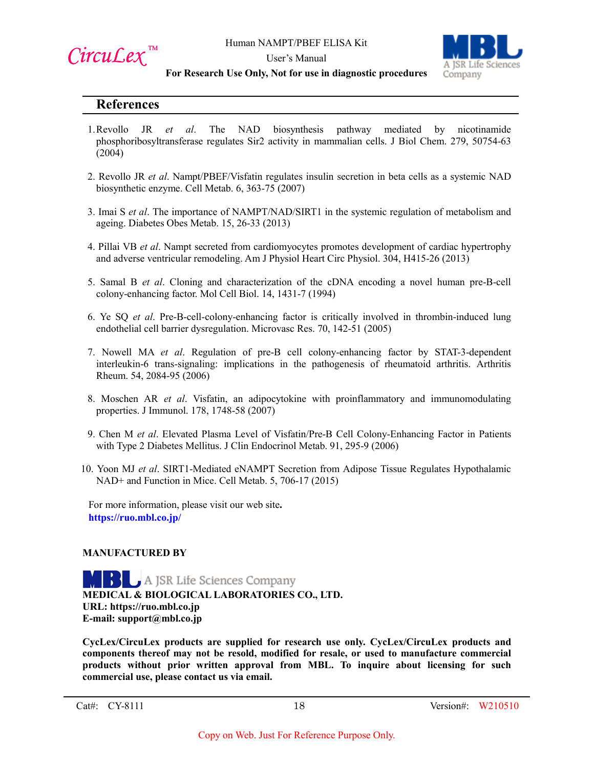## References

1. Revollo JR *et al*. The NAD biosynthesis pathway mediated by nicotinamide phosphoribosyltransferase regulates Sir2 activity in mammalian cells. J Biol Chem. 279, 50754-63 (2004)

2. Revollo JR *et al*. Nampt/PBEF/Visfatin regulates insulin secretion in beta cells as a systemic NAD biosynthetic enzyme. Cell Metab. 6, 363-75 (2007)

3. Imai S *et al*. The importance of NAMPT/NAD/SIRT1 in the systemic regulation of metabolism and ageing. Diabetes Obes Metab. 15, 26-33 (2013)

4. Pillai VB *et al*. Nampt secreted from cardiomyocytes promotes development of cardiac hypertrophy and adverse ventricular remodeling. Am J Physiol Heart Circ Physiol. 304, H415-26 (2013)

5. Samal B *et al*. Cloning and characterization of the cDNA encoding a novel human pre-B-cell colony-enhancing factor. Mol Cell Biol. 14, 1431-7 (1994)

6. Ye SQ *et al*. Pre-B-cell-colony-enhancing factor is critically involved in thrombin-induced lung endothelial cell barrier dysregulation. Microvasc Res. 70, 142-51 (2005)

7. Nowell MA *et al*. Regulation of pre-B cell colony-enhancing factor by STAT-3-dependent interleukin-6 trans-signaling: implications in the pathogenesis of rheumatoid arthritis. Arthritis Rheum. 54, 2084-95 (2006)

8. Moschen AR *et al*. Visfatin, an adipocytokine with proinflammatory and immunomodulating properties. J Immunol. 178, 1748-58 (2007)

9. Chen M *et al*. Elevated Plasma Level of Visfatin/Pre-B Cell Colony-Enhancing Factor in Patients with Type 2 Diabetes Mellitus. J Clin Endocrinol Metab. 91, 295-9 (2006)

10. Yoon MJ *et al*. SIRT1-Mediated eNAMPT Secretion from Adipose Tissue Regulates Hypothalamic NAD+ and Function in Mice. Cell Metab. 5, 706-17 (2015)

For more information, please visit our web site.
**https://ruo.mbl.co.jp/**

**MANUFACTURED BY**

MBL A JSR Life Sciences Company
**MEDICAL & BIOLOGICAL LABORATORIES CO., LTD.**
**URL: https://ruo.mbl.co.jp**
**E-mail: support@mbl.co.jp**

**CycLex/CircuLex products are supplied for research use only. CycLex/CircuLex products and components thereof may not be resold, modified for resale, or used to manufacture commercial products without prior written approval from MBL. To inquire about licensing for such commercial use, please contact us via email.**